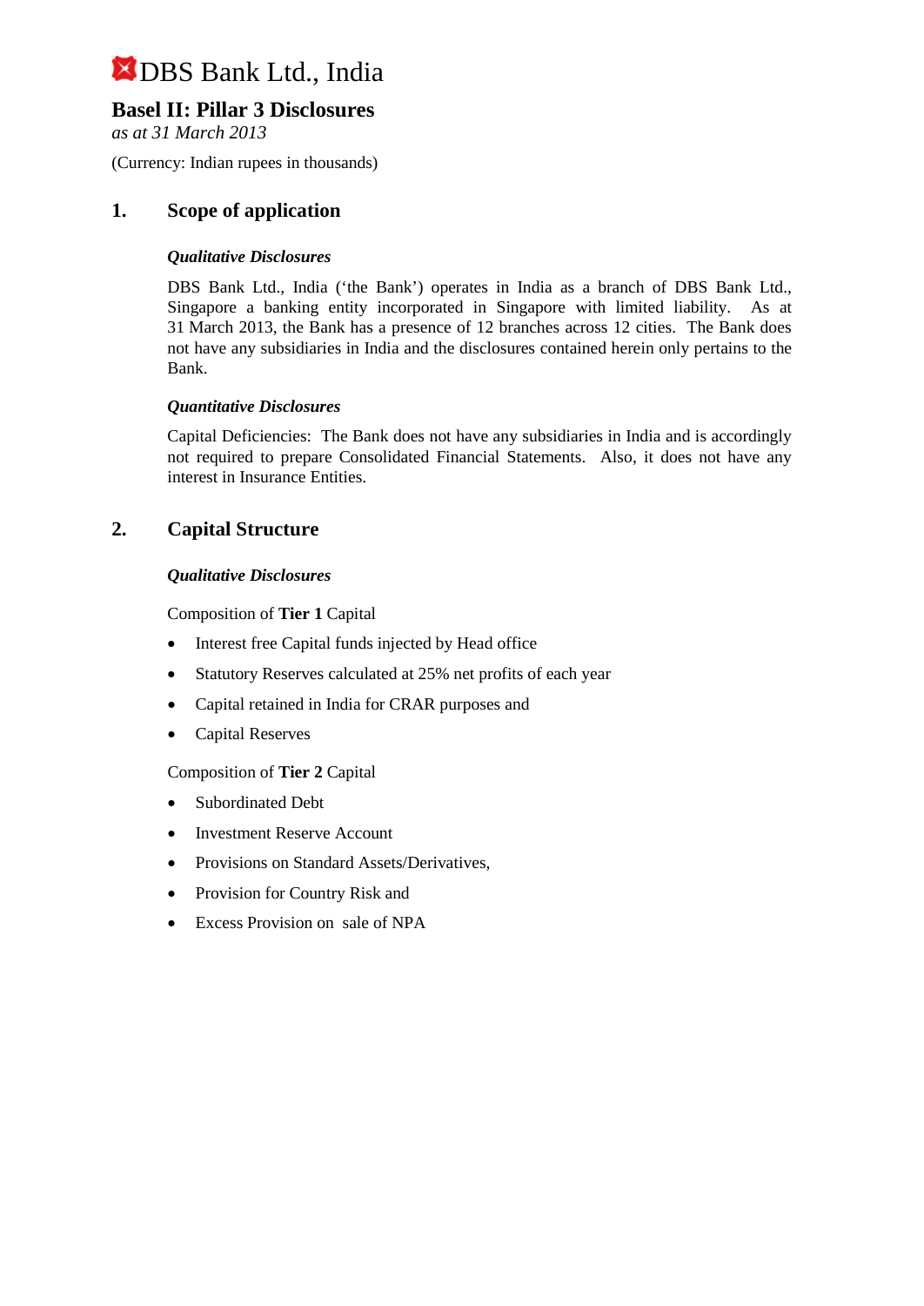# DBS Bank Ltd., India

## Basel II: Pillar 3 Disclosures

*as at 31 March 2013*

(Currency: Indian rupees in thousands)

## 1. Scope of application

### *Qualitative Disclosures*

DBS Bank Ltd., India ('the Bank') operates in India as a branch of DBS Bank Ltd., Singapore a banking entity incorporated in Singapore with limited liability. As at 31 March 2013, the Bank has a presence of 12 branches across 12 cities. The Bank does not have any subsidiaries in India and the disclosures contained herein only pertains to the Bank.

### *Quantitative Disclosures*

Capital Deficiencies: The Bank does not have any subsidiaries in India and is accordingly not required to prepare Consolidated Financial Statements. Also, it does not have any interest in Insurance Entities.

## 2. Capital Structure

### *Qualitative Disclosures*

Composition of **Tier 1** Capital

- Interest free Capital funds injected by Head office
- Statutory Reserves calculated at 25% net profits of each year
- Capital retained in India for CRAR purposes and
- Capital Reserves

Composition of **Tier 2** Capital

- Subordinated Debt
- Investment Reserve Account
- Provisions on Standard Assets/Derivatives,
- Provision for Country Risk and
- Excess Provision on sale of NPA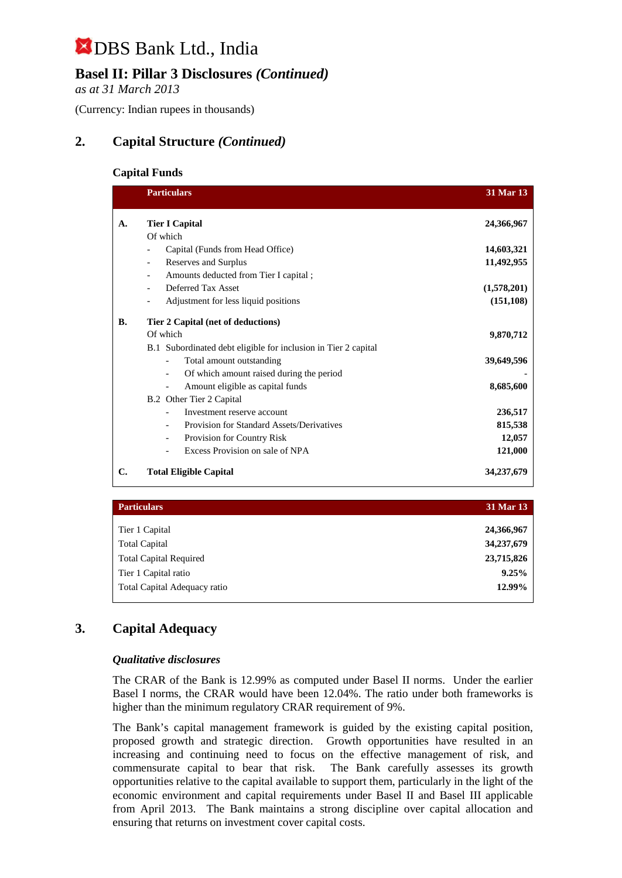# DBS Bank Ltd., India

## Basel II: Pillar 3 Disclosures *(Continued)*

*as at 31 March 2013*

(Currency: Indian rupees in thousands)

## 2. Capital Structure *(Continued)*

### Capital Funds

| | Particulars | 31 Mar 13 |
|---|---|---|
| **A.** | **Tier I Capital** | **24,366,967** |
| | Of which | |
| | - Capital (Funds from Head Office) | **14,603,321** |
| | - Reserves and Surplus | **11,492,955** |
| | - Amounts deducted from Tier I capital ; | |
| | - Deferred Tax Asset | **(1,578,201)** |
| | - Adjustment for less liquid positions | **(151,108)** |
| **B.** | **Tier 2 Capital (net of deductions)** | |
| | Of which | **9,870,712** |
| | B.1 Subordinated debt eligible for inclusion in Tier 2 capital | |
| | - Total amount outstanding | **39,649,596** |
| | - Of which amount raised during the period | - |
| | - Amount eligible as capital funds | **8,685,600** |
| | B.2 Other Tier 2 Capital | |
| | - Investment reserve account | **236,517** |
| | - Provision for Standard Assets/Derivatives | **815,538** |
| | - Provision for Country Risk | **12,057** |
| | - Excess Provision on sale of NPA | **121,000** |
| **C.** | **Total Eligible Capital** | **34,237,679** |

| Particulars | 31 Mar 13 |
|---|---|
| Tier 1 Capital | **24,366,967** |
| Total Capital | **34,237,679** |
| Total Capital Required | **23,715,826** |
| Tier 1 Capital ratio | **9.25%** |
| Total Capital Adequacy ratio | **12.99%** |

## 3. Capital Adequacy

***Qualitative disclosures***

The CRAR of the Bank is 12.99% as computed under Basel II norms. Under the earlier Basel I norms, the CRAR would have been 12.04%. The ratio under both frameworks is higher than the minimum regulatory CRAR requirement of 9%.

The Bank's capital management framework is guided by the existing capital position, proposed growth and strategic direction. Growth opportunities have resulted in an increasing and continuing need to focus on the effective management of risk, and commensurate capital to bear that risk. The Bank carefully assesses its growth opportunities relative to the capital available to support them, particularly in the light of the economic environment and capital requirements under Basel II and Basel III applicable from April 2013. The Bank maintains a strong discipline over capital allocation and ensuring that returns on investment cover capital costs.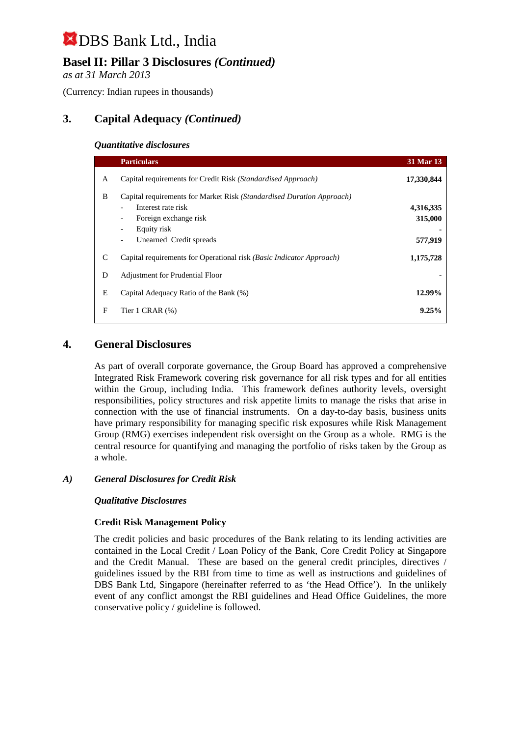# 3. Capital Adequacy *(Continued)*

### *Quantitative disclosures*

| | Particulars | 31 Mar 13 |
|---|---|---|
| A | Capital requirements for Credit Risk *(Standardised Approach)* | **17,330,844** |
| B | Capital requirements for Market Risk *(Standardised Duration Approach)* | |
| | - Interest rate risk | **4,316,335** |
| | - Foreign exchange risk | **315,000** |
| | - Equity risk | **-** |
| | - Unearned Credit spreads | **577,919** |
| C | Capital requirements for Operational risk *(Basic Indicator Approach)* | **1,175,728** |
| D | Adjustment for Prudential Floor | **-** |
| E | Capital Adequacy Ratio of the Bank (%) | **12.99%** |
| F | Tier 1 CRAR (%) | **9.25%** |

# 4. General Disclosures

As part of overall corporate governance, the Group Board has approved a comprehensive Integrated Risk Framework covering risk governance for all risk types and for all entities within the Group, including India. This framework defines authority levels, oversight responsibilities, policy structures and risk appetite limits to manage the risks that arise in connection with the use of financial instruments. On a day-to-day basis, business units have primary responsibility for managing specific risk exposures while Risk Management Group (RMG) exercises independent risk oversight on the Group as a whole. RMG is the central resource for quantifying and managing the portfolio of risks taken by the Group as a whole.

## *A) General Disclosures for Credit Risk*

### *Qualitative Disclosures*

**Credit Risk Management Policy**

The credit policies and basic procedures of the Bank relating to its lending activities are contained in the Local Credit / Loan Policy of the Bank, Core Credit Policy at Singapore and the Credit Manual. These are based on the general credit principles, directives / guidelines issued by the RBI from time to time as well as instructions and guidelines of DBS Bank Ltd, Singapore (hereinafter referred to as 'the Head Office'). In the unlikely event of any conflict amongst the RBI guidelines and Head Office Guidelines, the more conservative policy / guideline is followed.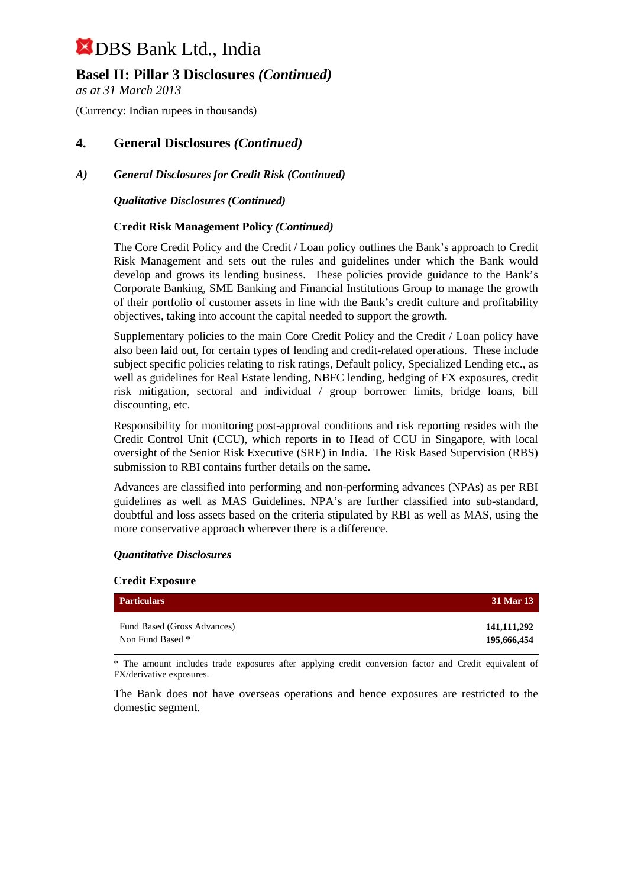# DBS Bank Ltd., India

## Basel II: Pillar 3 Disclosures *(Continued)*

*as at 31 March 2013*

(Currency: Indian rupees in thousands)

## 4. General Disclosures *(Continued)*

### *A) General Disclosures for Credit Risk (Continued)*

***Qualitative Disclosures (Continued)***

**Credit Risk Management Policy *(Continued)***

The Core Credit Policy and the Credit / Loan policy outlines the Bank's approach to Credit Risk Management and sets out the rules and guidelines under which the Bank would develop and grows its lending business. These policies provide guidance to the Bank's Corporate Banking, SME Banking and Financial Institutions Group to manage the growth of their portfolio of customer assets in line with the Bank's credit culture and profitability objectives, taking into account the capital needed to support the growth.

Supplementary policies to the main Core Credit Policy and the Credit / Loan policy have also been laid out, for certain types of lending and credit-related operations. These include subject specific policies relating to risk ratings, Default policy, Specialized Lending etc., as well as guidelines for Real Estate lending, NBFC lending, hedging of FX exposures, credit risk mitigation, sectoral and individual / group borrower limits, bridge loans, bill discounting, etc.

Responsibility for monitoring post-approval conditions and risk reporting resides with the Credit Control Unit (CCU), which reports in to Head of CCU in Singapore, with local oversight of the Senior Risk Executive (SRE) in India. The Risk Based Supervision (RBS) submission to RBI contains further details on the same.

Advances are classified into performing and non-performing advances (NPAs) as per RBI guidelines as well as MAS Guidelines. NPA's are further classified into sub-standard, doubtful and loss assets based on the criteria stipulated by RBI as well as MAS, using the more conservative approach wherever there is a difference.

***Quantitative Disclosures***

**Credit Exposure**

| Particulars | 31 Mar 13 |
|---|---|
| Fund Based (Gross Advances) | **141,111,292** |
| Non Fund Based * | **195,666,454** |

* The amount includes trade exposures after applying credit conversion factor and Credit equivalent of FX/derivative exposures.

The Bank does not have overseas operations and hence exposures are restricted to the domestic segment.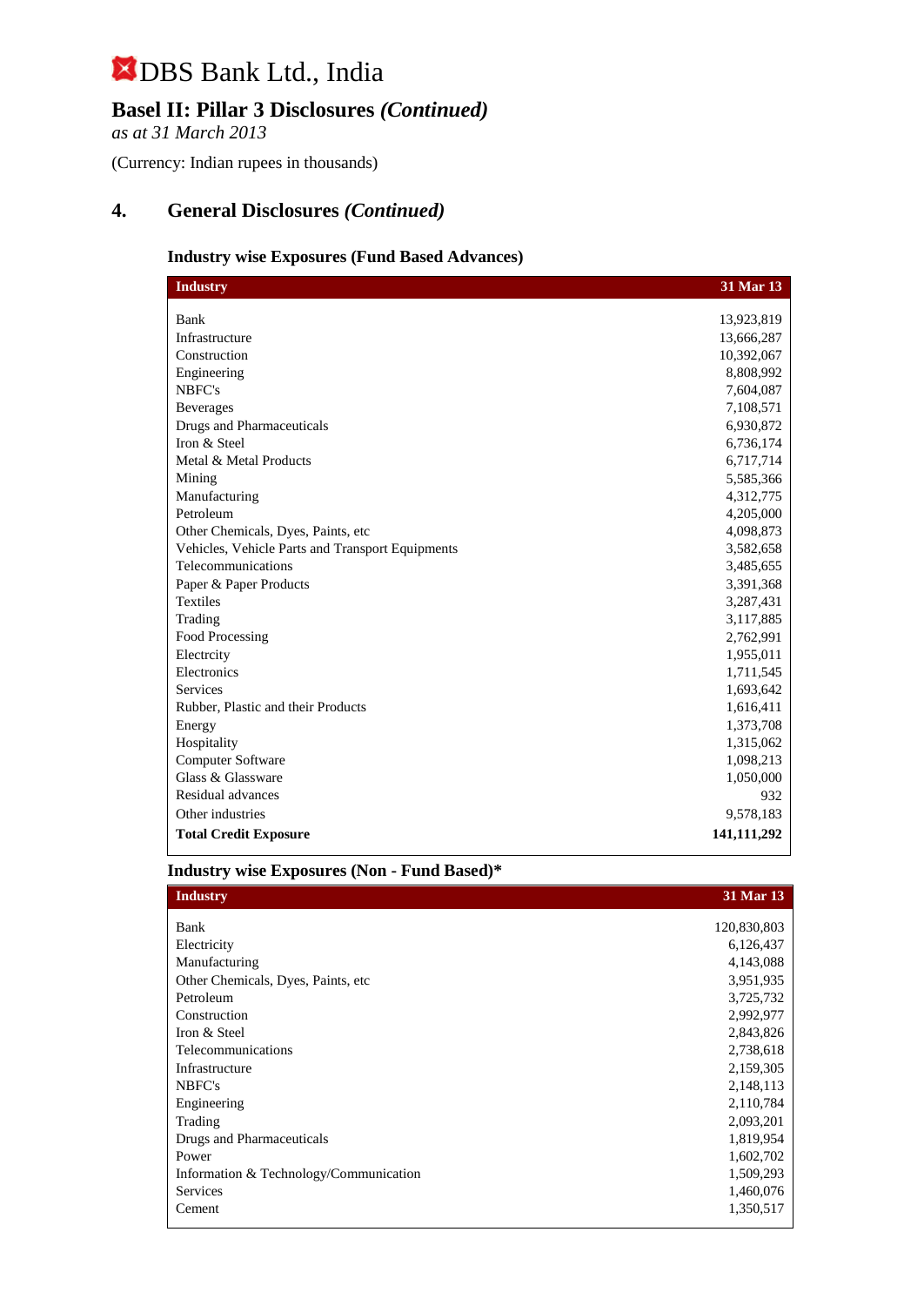# DBS Bank Ltd., India

## Basel II: Pillar 3 Disclosures *(Continued)*

*as at 31 March 2013*

(Currency: Indian rupees in thousands)

## 4. General Disclosures *(Continued)*

### Industry wise Exposures (Fund Based Advances)

| Industry | 31 Mar 13 |
|---|---|
| Bank | 13,923,819 |
| Infrastructure | 13,666,287 |
| Construction | 10,392,067 |
| Engineering | 8,808,992 |
| NBFC's | 7,604,087 |
| Beverages | 7,108,571 |
| Drugs and Pharmaceuticals | 6,930,872 |
| Iron & Steel | 6,736,174 |
| Metal & Metal Products | 6,717,714 |
| Mining | 5,585,366 |
| Manufacturing | 4,312,775 |
| Petroleum | 4,205,000 |
| Other Chemicals, Dyes, Paints, etc | 4,098,873 |
| Vehicles, Vehicle Parts and Transport Equipments | 3,582,658 |
| Telecommunications | 3,485,655 |
| Paper & Paper Products | 3,391,368 |
| Textiles | 3,287,431 |
| Trading | 3,117,885 |
| Food Processing | 2,762,991 |
| Electrcity | 1,955,011 |
| Electronics | 1,711,545 |
| Services | 1,693,642 |
| Rubber, Plastic and their Products | 1,616,411 |
| Energy | 1,373,708 |
| Hospitality | 1,315,062 |
| Computer Software | 1,098,213 |
| Glass & Glassware | 1,050,000 |
| Residual advances | 932 |
| Other industries | 9,578,183 |
| **Total Credit Exposure** | **141,111,292** |

### Industry wise Exposures (Non - Fund Based)*

| Industry | 31 Mar 13 |
|---|---|
| Bank | 120,830,803 |
| Electricity | 6,126,437 |
| Manufacturing | 4,143,088 |
| Other Chemicals, Dyes, Paints, etc | 3,951,935 |
| Petroleum | 3,725,732 |
| Construction | 2,992,977 |
| Iron & Steel | 2,843,826 |
| Telecommunications | 2,738,618 |
| Infrastructure | 2,159,305 |
| NBFC's | 2,148,113 |
| Engineering | 2,110,784 |
| Trading | 2,093,201 |
| Drugs and Pharmaceuticals | 1,819,954 |
| Power | 1,602,702 |
| Information & Technology/Communication | 1,509,293 |
| Services | 1,460,076 |
| Cement | 1,350,517 |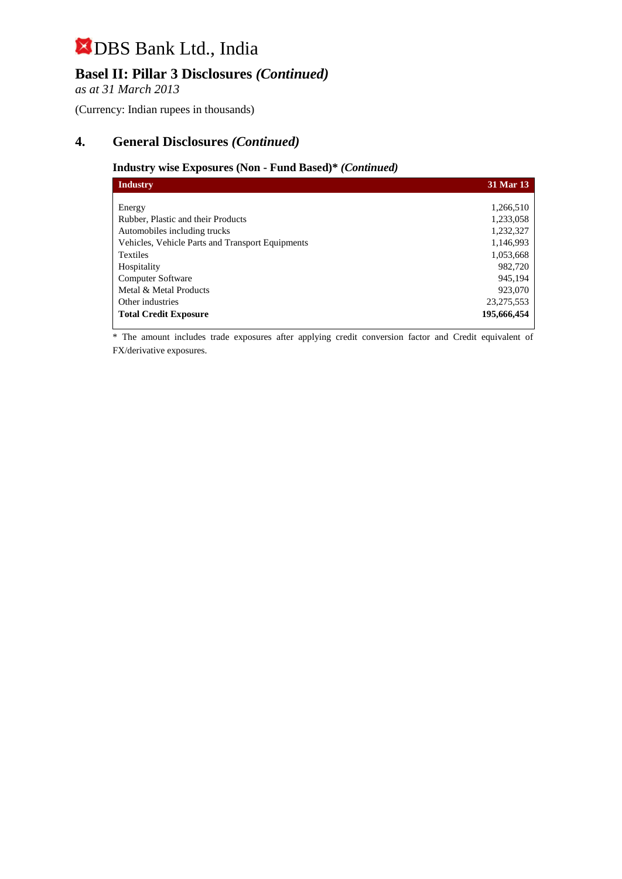# DBS Bank Ltd., India

## Basel II: Pillar 3 Disclosures *(Continued)*

*as at 31 March 2013*

(Currency: Indian rupees in thousands)

## 4. General Disclosures *(Continued)*

### Industry wise Exposures (Non - Fund Based)* *(Continued)*

| Industry | 31 Mar 13 |
|---|---|
| Energy | 1,266,510 |
| Rubber, Plastic and their Products | 1,233,058 |
| Automobiles including trucks | 1,232,327 |
| Vehicles, Vehicle Parts and Transport Equipments | 1,146,993 |
| Textiles | 1,053,668 |
| Hospitality | 982,720 |
| Computer Software | 945,194 |
| Metal & Metal Products | 923,070 |
| Other industries | 23,275,553 |
| **Total Credit Exposure** | **195,666,454** |

* The amount includes trade exposures after applying credit conversion factor and Credit equivalent of FX/derivative exposures.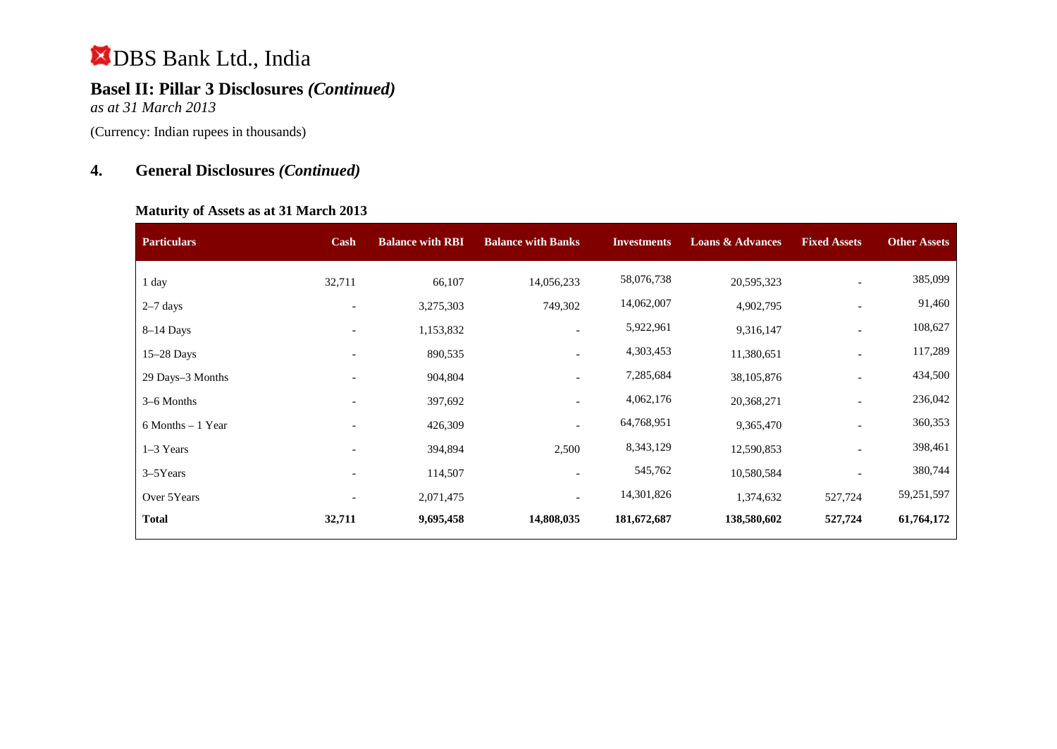# DBS Bank Ltd., India

## Basel II: Pillar 3 Disclosures *(Continued)*

*as at 31 March 2013*

(Currency: Indian rupees in thousands)

## 4. General Disclosures *(Continued)*

### Maturity of Assets as at 31 March 2013

| Particulars | Cash | Balance with RBI | Balance with Banks | Investments | Loans & Advances | Fixed Assets | Other Assets |
|---|---|---|---|---|---|---|---|
| 1 day | 32,711 | 66,107 | 14,056,233 | 58,076,738 | 20,595,323 | - | 385,099 |
| 2–7 days | - | 3,275,303 | 749,302 | 14,062,007 | 4,902,795 | - | 91,460 |
| 8–14 Days | - | 1,153,832 | - | 5,922,961 | 9,316,147 | - | 108,627 |
| 15–28 Days | - | 890,535 | - | 4,303,453 | 11,380,651 | - | 117,289 |
| 29 Days–3 Months | - | 904,804 | - | 7,285,684 | 38,105,876 | - | 434,500 |
| 3–6 Months | - | 397,692 | - | 4,062,176 | 20,368,271 | - | 236,042 |
| 6 Months – 1 Year | - | 426,309 | - | 64,768,951 | 9,365,470 | - | 360,353 |
| 1–3 Years | - | 394,894 | 2,500 | 8,343,129 | 12,590,853 | - | 398,461 |
| 3–5Years | - | 114,507 | - | 545,762 | 10,580,584 | - | 380,744 |
| Over 5Years | - | 2,071,475 | - | 14,301,826 | 1,374,632 | 527,724 | 59,251,597 |
| **Total** | **32,711** | **9,695,458** | **14,808,035** | **181,672,687** | **138,580,602** | **527,724** | **61,764,172** |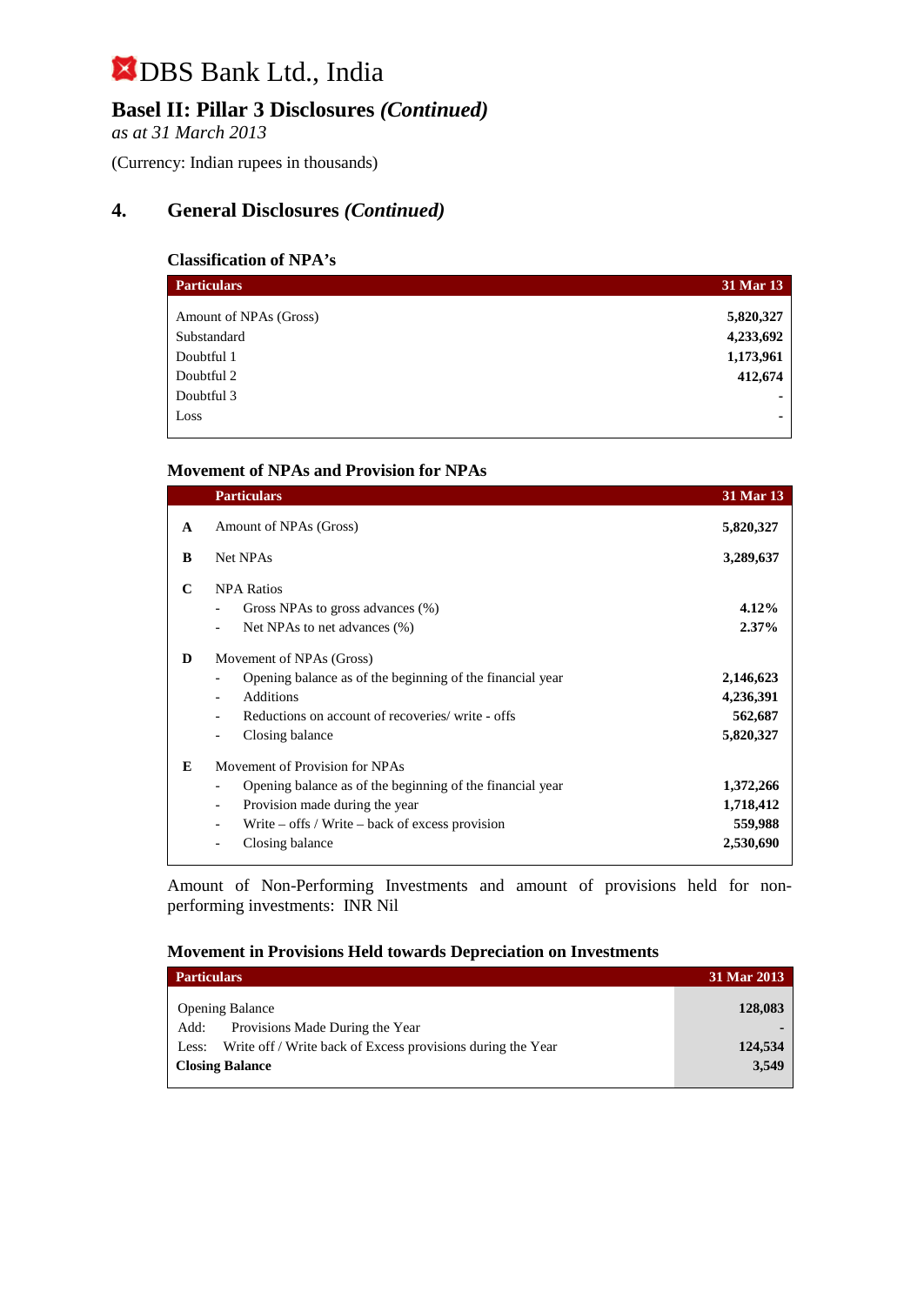# DBS Bank Ltd., India

## Basel II: Pillar 3 Disclosures *(Continued)*

*as at 31 March 2013*

(Currency: Indian rupees in thousands)

## 4. General Disclosures *(Continued)*

### Classification of NPA's

| Particulars | 31 Mar 13 |
|---|---|
| Amount of NPAs (Gross) | **5,820,327** |
| Substandard | **4,233,692** |
| Doubtful 1 | **1,173,961** |
| Doubtful 2 | **412,674** |
| Doubtful 3 | **-** |
| Loss | **-** |

### Movement of NPAs and Provision for NPAs

| | Particulars | 31 Mar 13 |
|---|---|---|
| **A** | Amount of NPAs (Gross) | **5,820,327** |
| **B** | Net NPAs | **3,289,637** |
| **C** | NPA Ratios | |
| | - Gross NPAs to gross advances (%) | **4.12%** |
| | - Net NPAs to net advances (%) | **2.37%** |
| **D** | Movement of NPAs (Gross) | |
| | - Opening balance as of the beginning of the financial year | **2,146,623** |
| | - Additions | **4,236,391** |
| | - Reductions on account of recoveries/ write - offs | **562,687** |
| | - Closing balance | **5,820,327** |
| **E** | Movement of Provision for NPAs | |
| | - Opening balance as of the beginning of the financial year | **1,372,266** |
| | - Provision made during the year | **1,718,412** |
| | - Write – offs / Write – back of excess provision | **559,988** |
| | - Closing balance | **2,530,690** |

Amount of Non-Performing Investments and amount of provisions held for non-performing investments: INR Nil

### Movement in Provisions Held towards Depreciation on Investments

| Particulars | 31 Mar 2013 |
|---|---|
| Opening Balance | **128,083** |
| Add: Provisions Made During the Year | **-** |
| Less: Write off / Write back of Excess provisions during the Year | **124,534** |
| **Closing Balance** | **3,549** |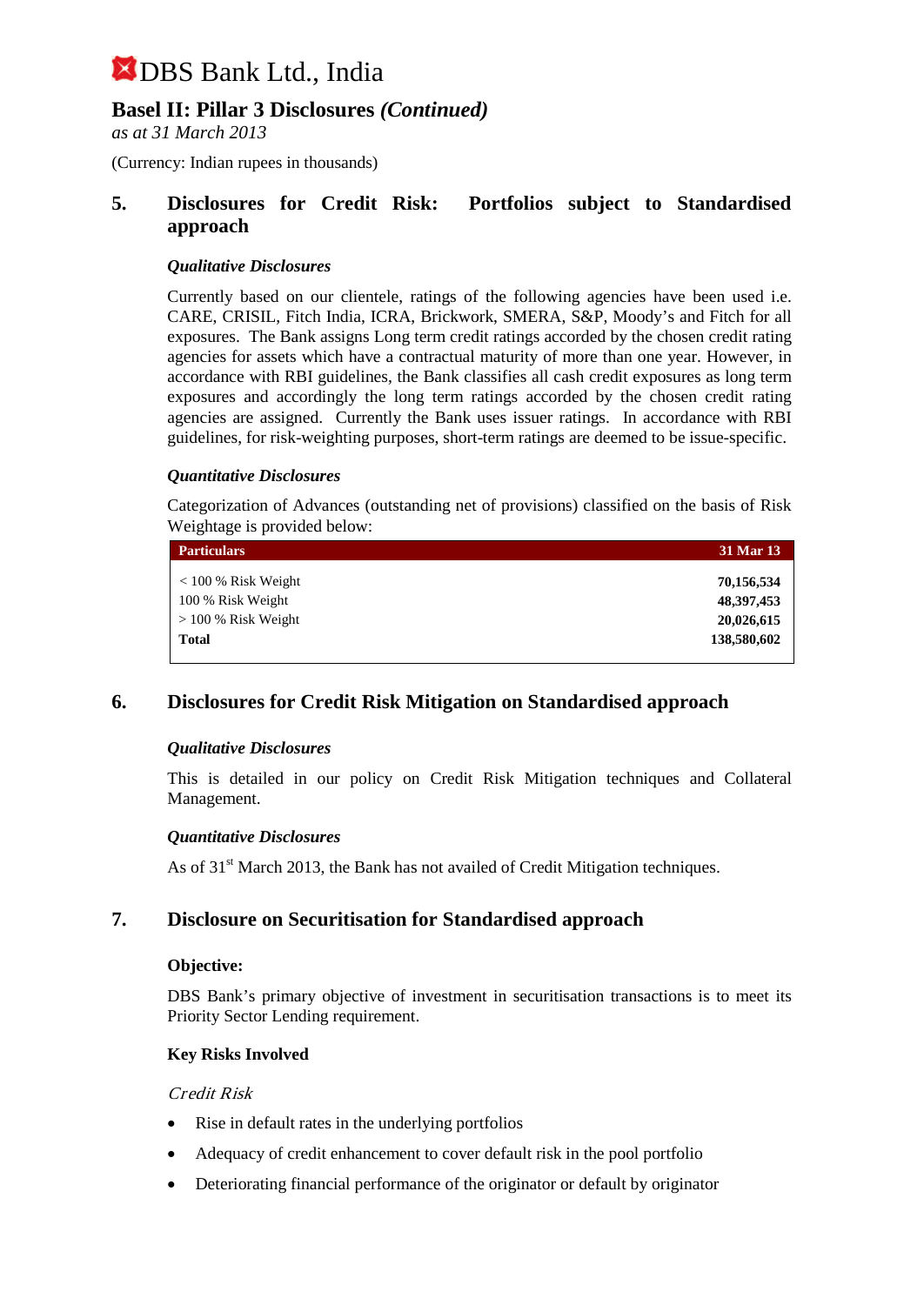# DBS Bank Ltd., India

## Basel II: Pillar 3 Disclosures *(Continued)*

*as at 31 March 2013*

(Currency: Indian rupees in thousands)

## 5. Disclosures for Credit Risk: Portfolios subject to Standardised approach

### *Qualitative Disclosures*

Currently based on our clientele, ratings of the following agencies have been used i.e. CARE, CRISIL, Fitch India, ICRA, Brickwork, SMERA, S&P, Moody's and Fitch for all exposures. The Bank assigns Long term credit ratings accorded by the chosen credit rating agencies for assets which have a contractual maturity of more than one year. However, in accordance with RBI guidelines, the Bank classifies all cash credit exposures as long term exposures and accordingly the long term ratings accorded by the chosen credit rating agencies are assigned. Currently the Bank uses issuer ratings. In accordance with RBI guidelines, for risk-weighting purposes, short-term ratings are deemed to be issue-specific.

### *Quantitative Disclosures*

Categorization of Advances (outstanding net of provisions) classified on the basis of Risk Weightage is provided below:

| Particulars | 31 Mar 13 |
|---|---|
| < 100 % Risk Weight | **70,156,534** |
| 100 % Risk Weight | **48,397,453** |
| > 100 % Risk Weight | **20,026,615** |
| **Total** | **138,580,602** |

## 6. Disclosures for Credit Risk Mitigation on Standardised approach

### *Qualitative Disclosures*

This is detailed in our policy on Credit Risk Mitigation techniques and Collateral Management.

### *Quantitative Disclosures*

As of 31st March 2013, the Bank has not availed of Credit Mitigation techniques.

## 7. Disclosure on Securitisation for Standardised approach

**Objective:**

DBS Bank's primary objective of investment in securitisation transactions is to meet its Priority Sector Lending requirement.

**Key Risks Involved**

*Credit Risk*

- Rise in default rates in the underlying portfolios
- Adequacy of credit enhancement to cover default risk in the pool portfolio
- Deteriorating financial performance of the originator or default by originator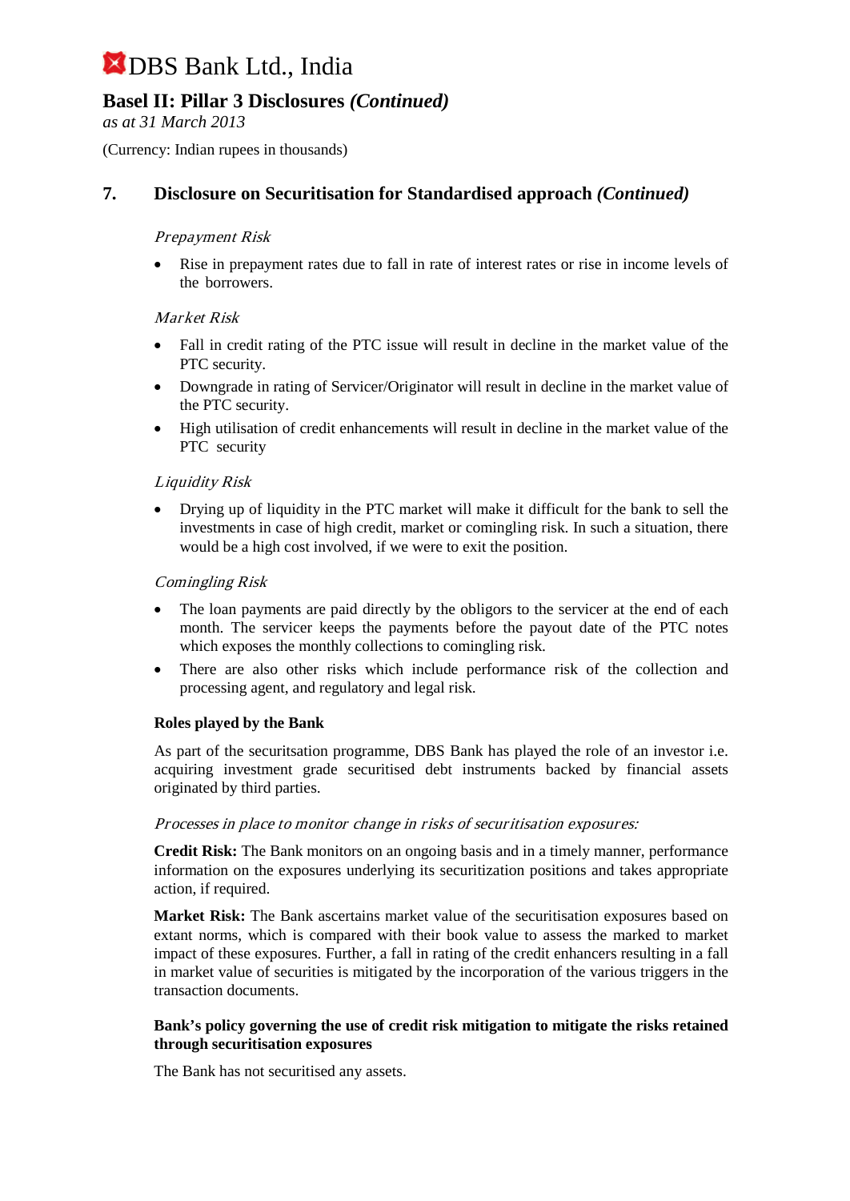## 7. Disclosure on Securitisation for Standardised approach *(Continued)*

*Prepayment Risk*

- Rise in prepayment rates due to fall in rate of interest rates or rise in income levels of the borrowers.

*Market Risk*

- Fall in credit rating of the PTC issue will result in decline in the market value of the PTC security.
- Downgrade in rating of Servicer/Originator will result in decline in the market value of the PTC security.
- High utilisation of credit enhancements will result in decline in the market value of the PTC security

*Liquidity Risk*

- Drying up of liquidity in the PTC market will make it difficult for the bank to sell the investments in case of high credit, market or comingling risk. In such a situation, there would be a high cost involved, if we were to exit the position.

*Comingling Risk*

- The loan payments are paid directly by the obligors to the servicer at the end of each month. The servicer keeps the payments before the payout date of the PTC notes which exposes the monthly collections to comingling risk.
- There are also other risks which include performance risk of the collection and processing agent, and regulatory and legal risk.

**Roles played by the Bank**

As part of the securitsation programme, DBS Bank has played the role of an investor i.e. acquiring investment grade securitised debt instruments backed by financial assets originated by third parties.

*Processes in place to monitor change in risks of securitisation exposures:*

**Credit Risk:** The Bank monitors on an ongoing basis and in a timely manner, performance information on the exposures underlying its securitization positions and takes appropriate action, if required.

**Market Risk:** The Bank ascertains market value of the securitisation exposures based on extant norms, which is compared with their book value to assess the marked to market impact of these exposures. Further, a fall in rating of the credit enhancers resulting in a fall in market value of securities is mitigated by the incorporation of the various triggers in the transaction documents.

**Bank's policy governing the use of credit risk mitigation to mitigate the risks retained through securitisation exposures**

The Bank has not securitised any assets.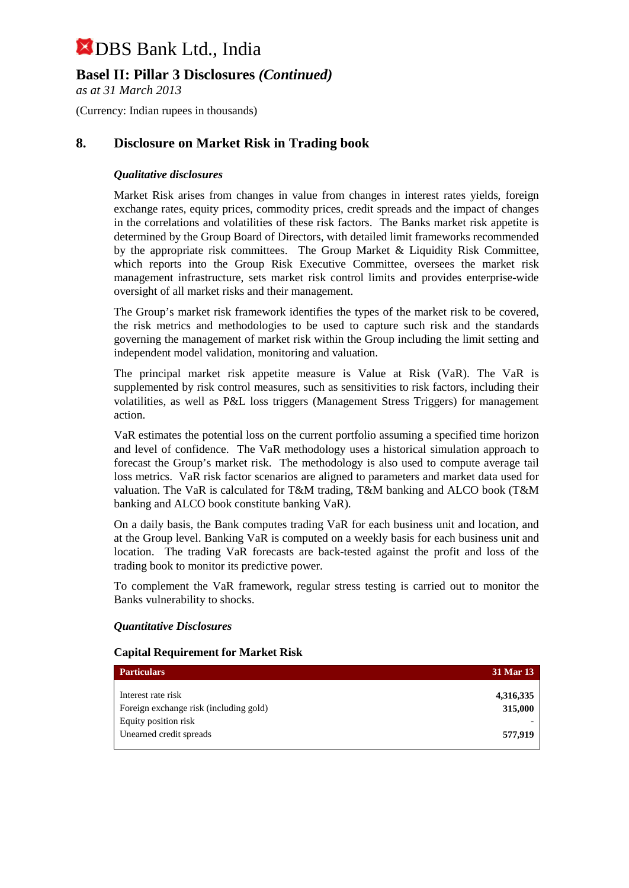# DBS Bank Ltd., India

## Basel II: Pillar 3 Disclosures *(Continued)*

*as at 31 March 2013*

(Currency: Indian rupees in thousands)

## 8. Disclosure on Market Risk in Trading book

### *Qualitative disclosures*

Market Risk arises from changes in value from changes in interest rates yields, foreign exchange rates, equity prices, commodity prices, credit spreads and the impact of changes in the correlations and volatilities of these risk factors. The Banks market risk appetite is determined by the Group Board of Directors, with detailed limit frameworks recommended by the appropriate risk committees. The Group Market & Liquidity Risk Committee, which reports into the Group Risk Executive Committee, oversees the market risk management infrastructure, sets market risk control limits and provides enterprise-wide oversight of all market risks and their management.

The Group's market risk framework identifies the types of the market risk to be covered, the risk metrics and methodologies to be used to capture such risk and the standards governing the management of market risk within the Group including the limit setting and independent model validation, monitoring and valuation.

The principal market risk appetite measure is Value at Risk (VaR). The VaR is supplemented by risk control measures, such as sensitivities to risk factors, including their volatilities, as well as P&L loss triggers (Management Stress Triggers) for management action.

VaR estimates the potential loss on the current portfolio assuming a specified time horizon and level of confidence. The VaR methodology uses a historical simulation approach to forecast the Group's market risk. The methodology is also used to compute average tail loss metrics. VaR risk factor scenarios are aligned to parameters and market data used for valuation. The VaR is calculated for T&M trading, T&M banking and ALCO book (T&M banking and ALCO book constitute banking VaR).

On a daily basis, the Bank computes trading VaR for each business unit and location, and at the Group level. Banking VaR is computed on a weekly basis for each business unit and location. The trading VaR forecasts are back-tested against the profit and loss of the trading book to monitor its predictive power.

To complement the VaR framework, regular stress testing is carried out to monitor the Banks vulnerability to shocks.

### *Quantitative Disclosures*

**Capital Requirement for Market Risk**

| Particulars | 31 Mar 13 |
|---|---|
| Interest rate risk | **4,316,335** |
| Foreign exchange risk (including gold) | **315,000** |
| Equity position risk | - |
| Unearned credit spreads | **577,919** |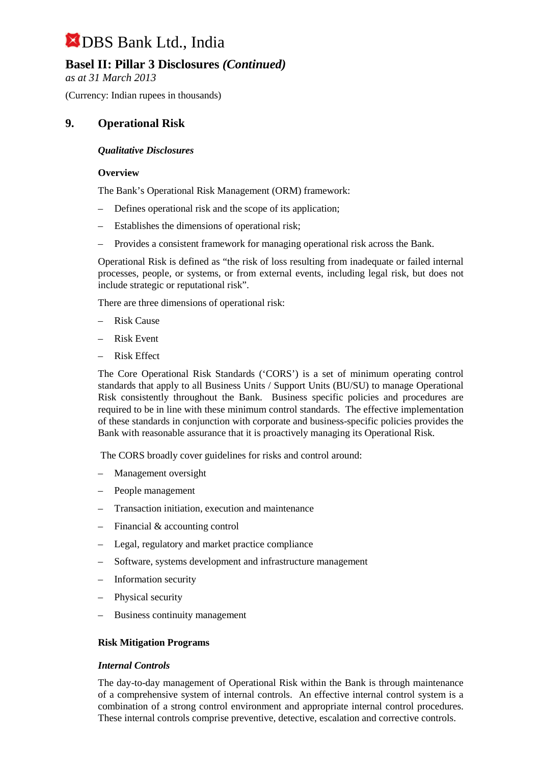## 9. Operational Risk

***Qualitative Disclosures***

**Overview**

The Bank's Operational Risk Management (ORM) framework:

- Defines operational risk and the scope of its application;
- Establishes the dimensions of operational risk;
- Provides a consistent framework for managing operational risk across the Bank.

Operational Risk is defined as "the risk of loss resulting from inadequate or failed internal processes, people, or systems, or from external events, including legal risk, but does not include strategic or reputational risk".

There are three dimensions of operational risk:

- Risk Cause
- Risk Event
- Risk Effect

The Core Operational Risk Standards ('CORS') is a set of minimum operating control standards that apply to all Business Units / Support Units (BU/SU) to manage Operational Risk consistently throughout the Bank. Business specific policies and procedures are required to be in line with these minimum control standards. The effective implementation of these standards in conjunction with corporate and business-specific policies provides the Bank with reasonable assurance that it is proactively managing its Operational Risk.

The CORS broadly cover guidelines for risks and control around:

- Management oversight
- People management
- Transaction initiation, execution and maintenance
- Financial & accounting control
- Legal, regulatory and market practice compliance
- Software, systems development and infrastructure management
- Information security
- Physical security
- Business continuity management

**Risk Mitigation Programs**

***Internal Controls***

The day-to-day management of Operational Risk within the Bank is through maintenance of a comprehensive system of internal controls. An effective internal control system is a combination of a strong control environment and appropriate internal control procedures. These internal controls comprise preventive, detective, escalation and corrective controls.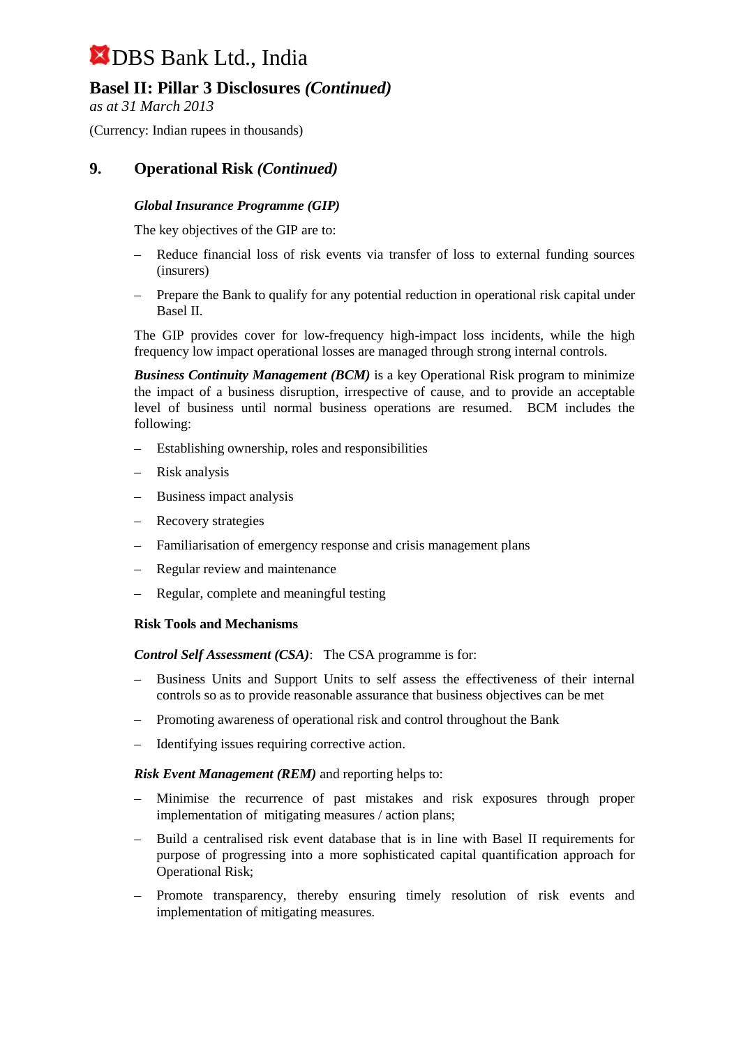# DBS Bank Ltd., India

## Basel II: Pillar 3 Disclosures *(Continued)*

*as at 31 March 2013*

(Currency: Indian rupees in thousands)

## 9. Operational Risk *(Continued)*

***Global Insurance Programme (GIP)***

The key objectives of the GIP are to:

- Reduce financial loss of risk events via transfer of loss to external funding sources (insurers)
- Prepare the Bank to qualify for any potential reduction in operational risk capital under Basel II.

The GIP provides cover for low-frequency high-impact loss incidents, while the high frequency low impact operational losses are managed through strong internal controls.

***Business Continuity Management (BCM)*** is a key Operational Risk program to minimize the impact of a business disruption, irrespective of cause, and to provide an acceptable level of business until normal business operations are resumed. BCM includes the following:

- Establishing ownership, roles and responsibilities
- Risk analysis
- Business impact analysis
- Recovery strategies
- Familiarisation of emergency response and crisis management plans
- Regular review and maintenance
- Regular, complete and meaningful testing

**Risk Tools and Mechanisms**

***Control Self Assessment (CSA)***: The CSA programme is for:

- Business Units and Support Units to self assess the effectiveness of their internal controls so as to provide reasonable assurance that business objectives can be met
- Promoting awareness of operational risk and control throughout the Bank
- Identifying issues requiring corrective action.

***Risk Event Management (REM)*** and reporting helps to:

- Minimise the recurrence of past mistakes and risk exposures through proper implementation of mitigating measures / action plans;
- Build a centralised risk event database that is in line with Basel II requirements for purpose of progressing into a more sophisticated capital quantification approach for Operational Risk;
- Promote transparency, thereby ensuring timely resolution of risk events and implementation of mitigating measures.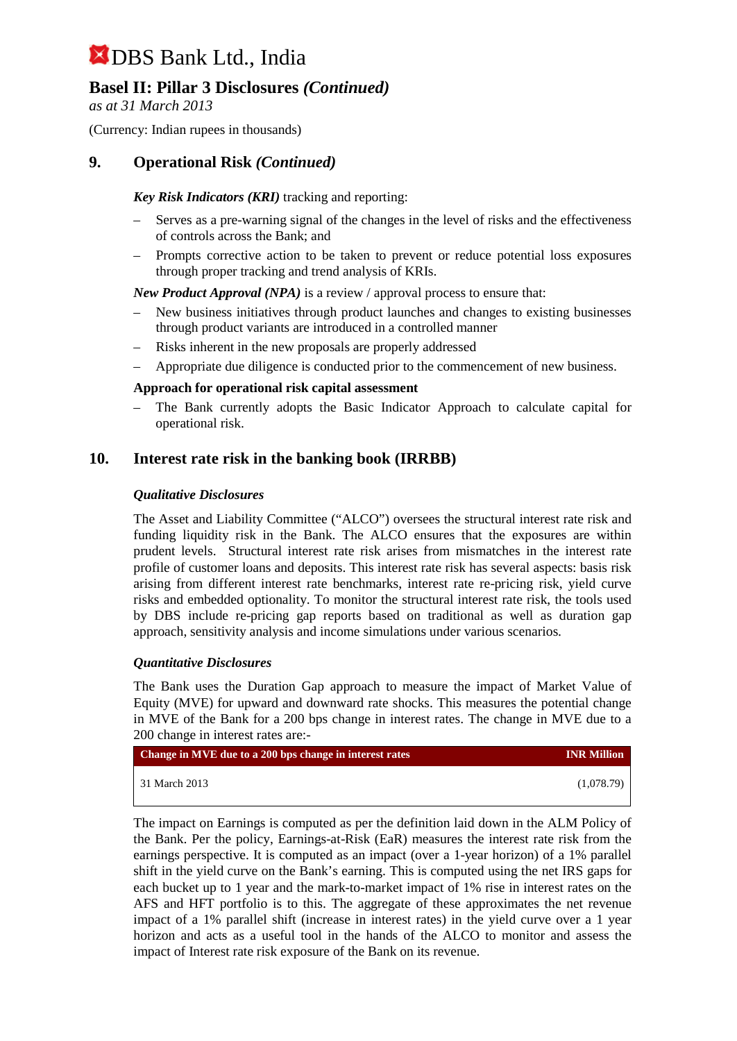# DBS Bank Ltd., India

## Basel II: Pillar 3 Disclosures *(Continued)*

*as at 31 March 2013*

(Currency: Indian rupees in thousands)

## 9. Operational Risk *(Continued)*

***Key Risk Indicators (KRI)*** tracking and reporting:

- Serves as a pre-warning signal of the changes in the level of risks and the effectiveness of controls across the Bank; and
- Prompts corrective action to be taken to prevent or reduce potential loss exposures through proper tracking and trend analysis of KRIs.

***New Product Approval (NPA)*** is a review / approval process to ensure that:

- New business initiatives through product launches and changes to existing businesses through product variants are introduced in a controlled manner
- Risks inherent in the new proposals are properly addressed
- Appropriate due diligence is conducted prior to the commencement of new business.

**Approach for operational risk capital assessment**

- The Bank currently adopts the Basic Indicator Approach to calculate capital for operational risk.

## 10. Interest rate risk in the banking book (IRRBB)

***Qualitative Disclosures***

The Asset and Liability Committee ("ALCO") oversees the structural interest rate risk and funding liquidity risk in the Bank. The ALCO ensures that the exposures are within prudent levels. Structural interest rate risk arises from mismatches in the interest rate profile of customer loans and deposits. This interest rate risk has several aspects: basis risk arising from different interest rate benchmarks, interest rate re-pricing risk, yield curve risks and embedded optionality. To monitor the structural interest rate risk, the tools used by DBS include re-pricing gap reports based on traditional as well as duration gap approach, sensitivity analysis and income simulations under various scenarios.

***Quantitative Disclosures***

The Bank uses the Duration Gap approach to measure the impact of Market Value of Equity (MVE) for upward and downward rate shocks. This measures the potential change in MVE of the Bank for a 200 bps change in interest rates. The change in MVE due to a 200 change in interest rates are:-

| Change in MVE due to a 200 bps change in interest rates | INR Million |
|---|---|
| 31 March 2013 | (1,078.79) |

The impact on Earnings is computed as per the definition laid down in the ALM Policy of the Bank. Per the policy, Earnings-at-Risk (EaR) measures the interest rate risk from the earnings perspective. It is computed as an impact (over a 1-year horizon) of a 1% parallel shift in the yield curve on the Bank's earning. This is computed using the net IRS gaps for each bucket up to 1 year and the mark-to-market impact of 1% rise in interest rates on the AFS and HFT portfolio is to this. The aggregate of these approximates the net revenue impact of a 1% parallel shift (increase in interest rates) in the yield curve over a 1 year horizon and acts as a useful tool in the hands of the ALCO to monitor and assess the impact of Interest rate risk exposure of the Bank on its revenue.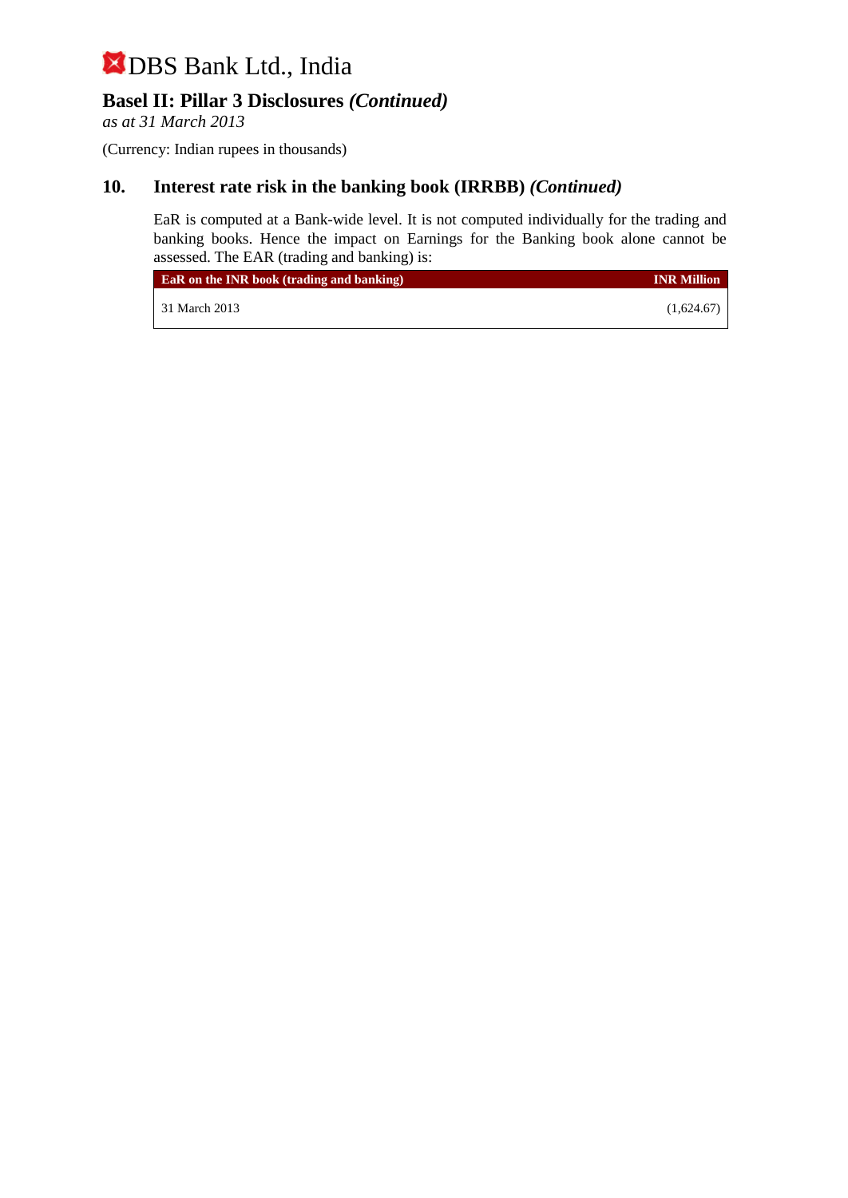# DBS Bank Ltd., India

## Basel II: Pillar 3 Disclosures *(Continued)*

*as at 31 March 2013*

(Currency: Indian rupees in thousands)

## 10. Interest rate risk in the banking book (IRRBB) *(Continued)*

EaR is computed at a Bank-wide level. It is not computed individually for the trading and banking books. Hence the impact on Earnings for the Banking book alone cannot be assessed. The EAR (trading and banking) is:

| EaR on the INR book (trading and banking) | INR Million |
|---|---|
| 31 March 2013 | (1,624.67) |